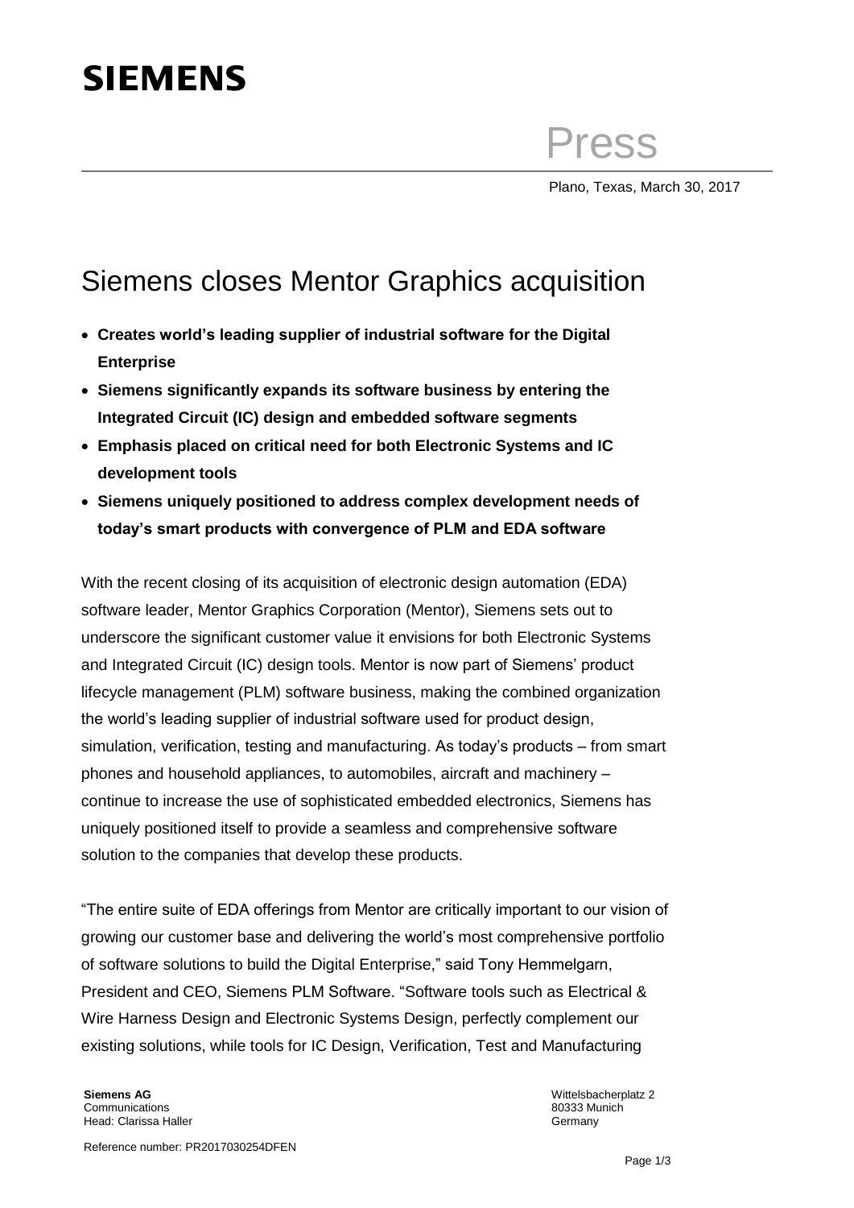**SIEMENS**

Press

Plano, Texas, March 30, 2017

# Siemens closes Mentor Graphics acquisition

- **Creates world's leading supplier of industrial software for the Digital Enterprise**
- **Siemens significantly expands its software business by entering the Integrated Circuit (IC) design and embedded software segments**
- **Emphasis placed on critical need for both Electronic Systems and IC development tools**
- **Siemens uniquely positioned to address complex development needs of today's smart products with convergence of PLM and EDA software**

With the recent closing of its acquisition of electronic design automation (EDA) software leader, Mentor Graphics Corporation (Mentor), Siemens sets out to underscore the significant customer value it envisions for both Electronic Systems and Integrated Circuit (IC) design tools. Mentor is now part of Siemens' product lifecycle management (PLM) software business, making the combined organization the world's leading supplier of industrial software used for product design, simulation, verification, testing and manufacturing. As today's products – from smart phones and household appliances, to automobiles, aircraft and machinery – continue to increase the use of sophisticated embedded electronics, Siemens has uniquely positioned itself to provide a seamless and comprehensive software solution to the companies that develop these products.

"The entire suite of EDA offerings from Mentor are critically important to our vision of growing our customer base and delivering the world's most comprehensive portfolio of software solutions to build the Digital Enterprise," said Tony Hemmelgarn, President and CEO, Siemens PLM Software. "Software tools such as Electrical & Wire Harness Design and Electronic Systems Design, perfectly complement our existing solutions, while tools for IC Design, Verification, Test and Manufacturing

**Siemens AG**
Communications
Head: Clarissa Haller

Wittelsbacherplatz 2
80333 Munich
Germany

Reference number: PR2017030254DFEN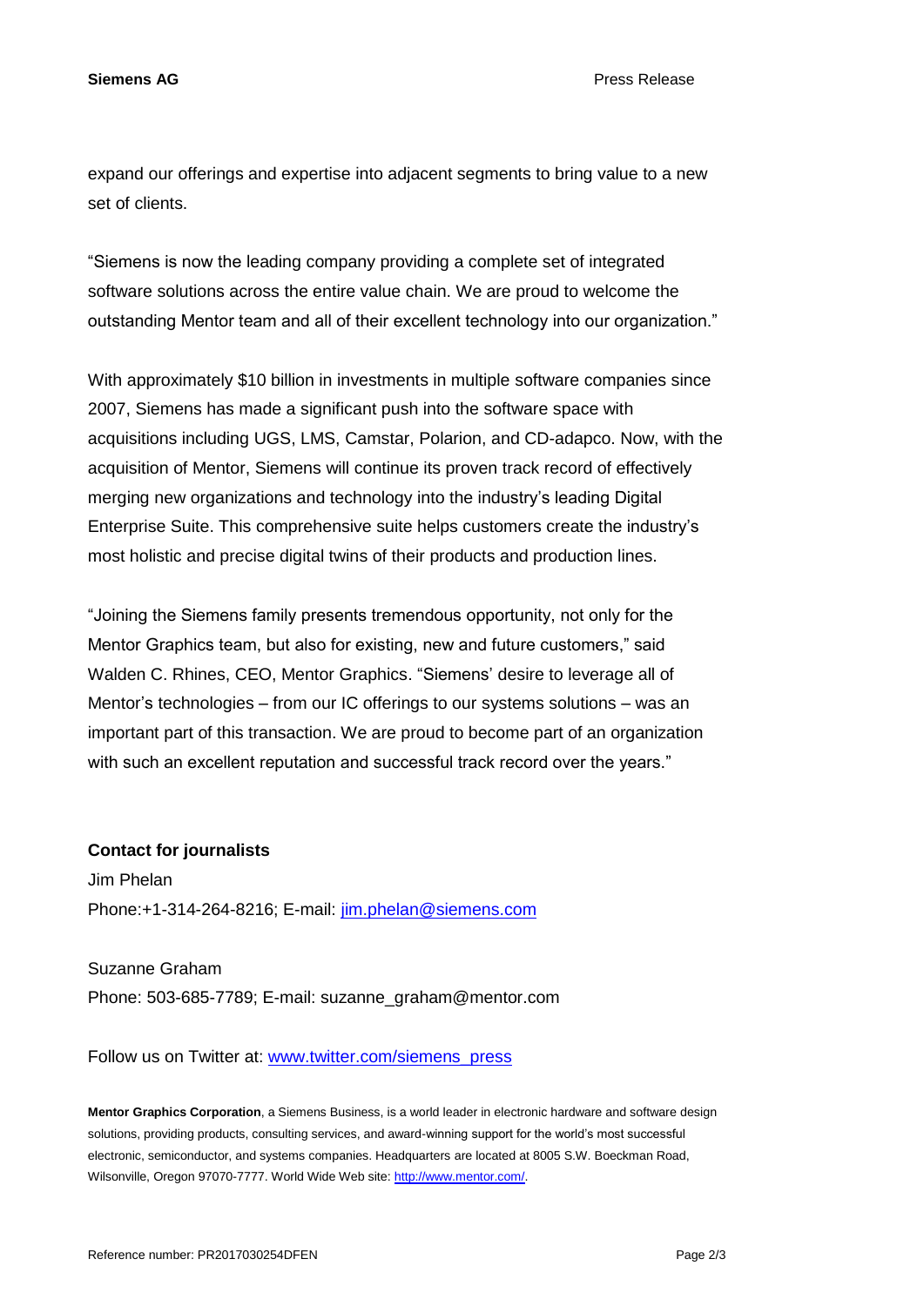expand our offerings and expertise into adjacent segments to bring value to a new set of clients.

"Siemens is now the leading company providing a complete set of integrated software solutions across the entire value chain. We are proud to welcome the outstanding Mentor team and all of their excellent technology into our organization."

With approximately $10 billion in investments in multiple software companies since 2007, Siemens has made a significant push into the software space with acquisitions including UGS, LMS, Camstar, Polarion, and CD-adapco. Now, with the acquisition of Mentor, Siemens will continue its proven track record of effectively merging new organizations and technology into the industry's leading Digital Enterprise Suite. This comprehensive suite helps customers create the industry's most holistic and precise digital twins of their products and production lines.

"Joining the Siemens family presents tremendous opportunity, not only for the Mentor Graphics team, but also for existing, new and future customers," said Walden C. Rhines, CEO, Mentor Graphics. "Siemens' desire to leverage all of Mentor's technologies – from our IC offerings to our systems solutions – was an important part of this transaction. We are proud to become part of an organization with such an excellent reputation and successful track record over the years."

**Contact for journalists**

Jim Phelan
Phone:+1-314-264-8216; E-mail: jim.phelan@siemens.com

Suzanne Graham
Phone: 503-685-7789; E-mail: suzanne_graham@mentor.com

Follow us on Twitter at: www.twitter.com/siemens_press

**Mentor Graphics Corporation**, a Siemens Business, is a world leader in electronic hardware and software design solutions, providing products, consulting services, and award-winning support for the world's most successful electronic, semiconductor, and systems companies. Headquarters are located at 8005 S.W. Boeckman Road, Wilsonville, Oregon 97070-7777. World Wide Web site: http://www.mentor.com/.

Reference number: PR2017030254DFEN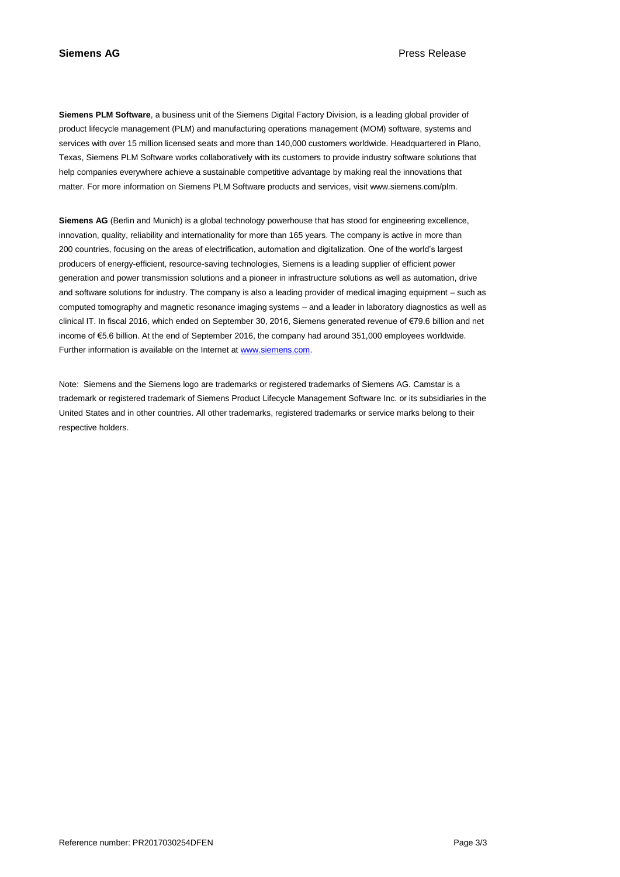**Siemens PLM Software**, a business unit of the Siemens Digital Factory Division, is a leading global provider of product lifecycle management (PLM) and manufacturing operations management (MOM) software, systems and services with over 15 million licensed seats and more than 140,000 customers worldwide. Headquartered in Plano, Texas, Siemens PLM Software works collaboratively with its customers to provide industry software solutions that help companies everywhere achieve a sustainable competitive advantage by making real the innovations that matter. For more information on Siemens PLM Software products and services, visit www.siemens.com/plm.

**Siemens AG** (Berlin and Munich) is a global technology powerhouse that has stood for engineering excellence, innovation, quality, reliability and internationality for more than 165 years. The company is active in more than 200 countries, focusing on the areas of electrification, automation and digitalization. One of the world's largest producers of energy-efficient, resource-saving technologies, Siemens is a leading supplier of efficient power generation and power transmission solutions and a pioneer in infrastructure solutions as well as automation, drive and software solutions for industry. The company is also a leading provider of medical imaging equipment – such as computed tomography and magnetic resonance imaging systems – and a leader in laboratory diagnostics as well as clinical IT. In fiscal 2016, which ended on September 30, 2016, Siemens generated revenue of €79.6 billion and net income of €5.6 billion. At the end of September 2016, the company had around 351,000 employees worldwide. Further information is available on the Internet at www.siemens.com.

Note: Siemens and the Siemens logo are trademarks or registered trademarks of Siemens AG. Camstar is a trademark or registered trademark of Siemens Product Lifecycle Management Software Inc. or its subsidiaries in the United States and in other countries. All other trademarks, registered trademarks or service marks belong to their respective holders.

Reference number: PR2017030254DFEN